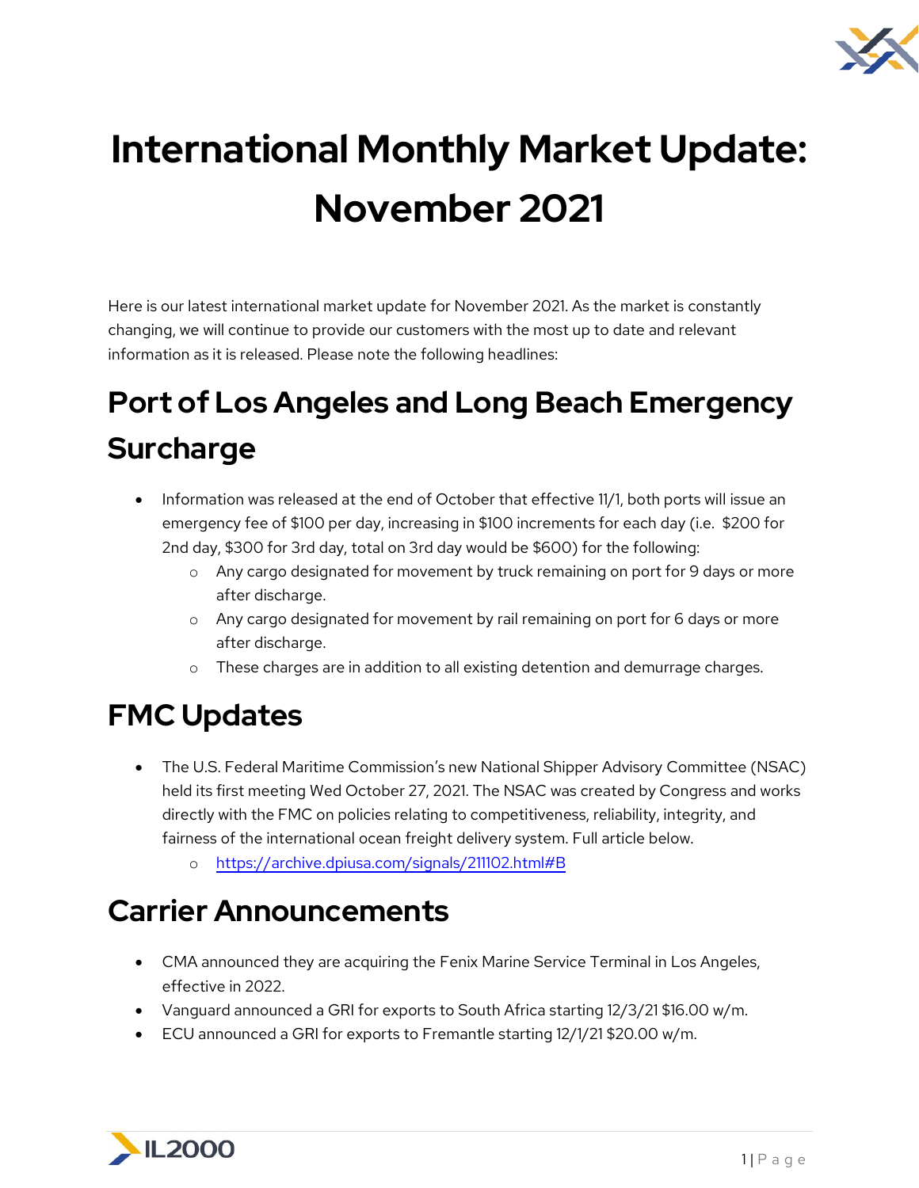# International Monthly Market Update: November 2021

Here is our latest international market update for November 2021. As the market is constantly changing, we will continue to provide our customers with the most up to date and relevant information as it is released. Please note the following headlines:

## Port of Los Angeles and Long Beach Emergency Surcharge

- Information was released at the end of October that effective 11/1, both ports will issue an emergency fee of $100 per day, increasing in $100 increments for each day (i.e.  $200 for 2nd day, $300 for 3rd day, total on 3rd day would be $600) for the following:
  - Any cargo designated for movement by truck remaining on port for 9 days or more after discharge.
  - Any cargo designated for movement by rail remaining on port for 6 days or more after discharge.
  - These charges are in addition to all existing detention and demurrage charges.

## FMC Updates

- The U.S. Federal Maritime Commission's new National Shipper Advisory Committee (NSAC) held its first meeting Wed October 27, 2021. The NSAC was created by Congress and works directly with the FMC on policies relating to competitiveness, reliability, integrity, and fairness of the international ocean freight delivery system. Full article below.
  - https://archive.dpiusa.com/signals/211102.html#B

## Carrier Announcements

- CMA announced they are acquiring the Fenix Marine Service Terminal in Los Angeles, effective in 2022.
- Vanguard announced a GRI for exports to South Africa starting 12/3/21 $16.00 w/m.
- ECU announced a GRI for exports to Fremantle starting 12/1/21 $20.00 w/m.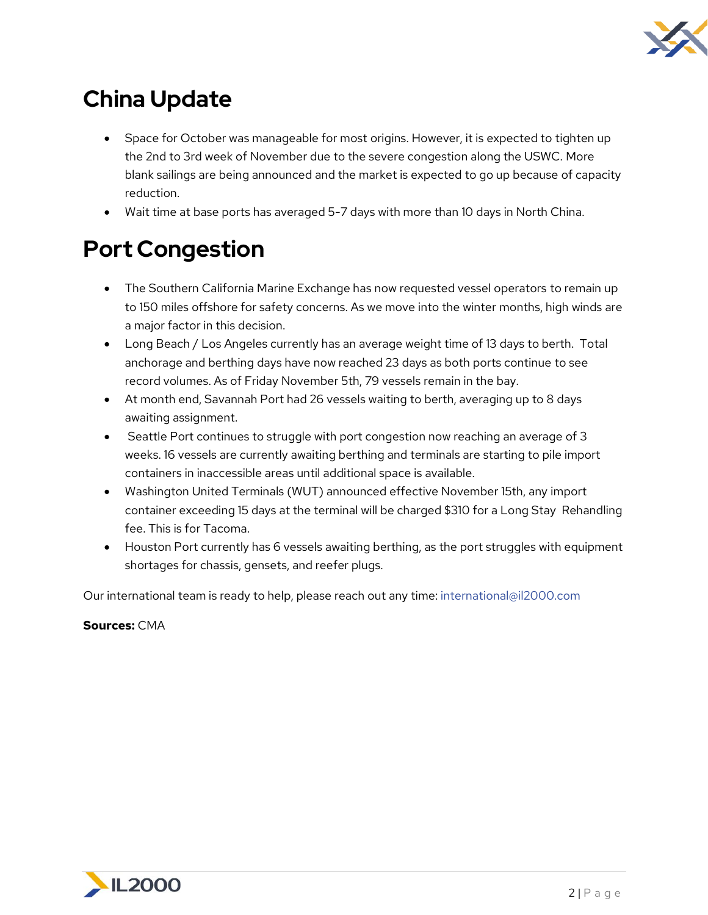# China Update

- Space for October was manageable for most origins. However, it is expected to tighten up the 2nd to 3rd week of November due to the severe congestion along the USWC. More blank sailings are being announced and the market is expected to go up because of capacity reduction.
- Wait time at base ports has averaged 5-7 days with more than 10 days in North China.

# Port Congestion

- The Southern California Marine Exchange has now requested vessel operators to remain up to 150 miles offshore for safety concerns. As we move into the winter months, high winds are a major factor in this decision.
- Long Beach / Los Angeles currently has an average weight time of 13 days to berth. Total anchorage and berthing days have now reached 23 days as both ports continue to see record volumes. As of Friday November 5th, 79 vessels remain in the bay.
- At month end, Savannah Port had 26 vessels waiting to berth, averaging up to 8 days awaiting assignment.
- Seattle Port continues to struggle with port congestion now reaching an average of 3 weeks. 16 vessels are currently awaiting berthing and terminals are starting to pile import containers in inaccessible areas until additional space is available.
- Washington United Terminals (WUT) announced effective November 15th, any import container exceeding 15 days at the terminal will be charged $310 for a Long Stay Rehandling fee. This is for Tacoma.
- Houston Port currently has 6 vessels awaiting berthing, as the port struggles with equipment shortages for chassis, gensets, and reefer plugs.

Our international team is ready to help, please reach out any time: international@il2000.com

**Sources:** CMA